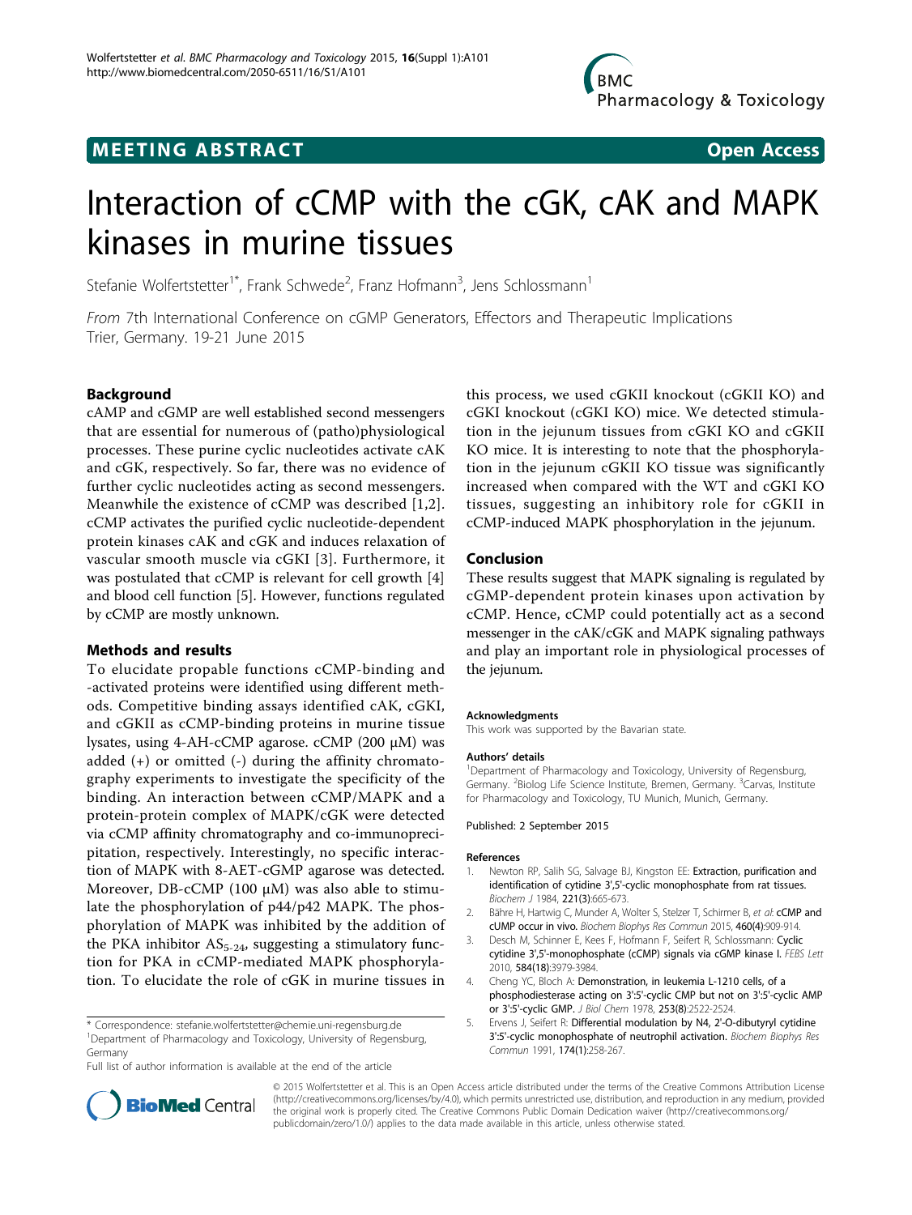MEETING ABSTRACT

Open Access

# Interaction of cCMP with the cGK, cAK and MAPK kinases in murine tissues

Stefanie Wolfertstetter[1*], Frank Schwede[2], Franz Hofmann[3], Jens Schlossmann[1]

*From* 7th International Conference on cGMP Generators, Effectors and Therapeutic Implications
Trier, Germany. 19-21 June 2015

## Background

cAMP and cGMP are well established second messengers that are essential for numerous of (patho)physiological processes. These purine cyclic nucleotides activate cAK and cGK, respectively. So far, there was no evidence of further cyclic nucleotides acting as second messengers. Meanwhile the existence of cCMP was described [1,2]. cCMP activates the purified cyclic nucleotide-dependent protein kinases cAK and cGK and induces relaxation of vascular smooth muscle via cGKI [3]. Furthermore, it was postulated that cCMP is relevant for cell growth [4] and blood cell function [5]. However, functions regulated by cCMP are mostly unknown.

## Methods and results

To elucidate propable functions cCMP-binding and -activated proteins were identified using different methods. Competitive binding assays identified cAK, cGKI, and cGKII as cCMP-binding proteins in murine tissue lysates, using 4-AH-cCMP agarose. cCMP (200 µM) was added (+) or omitted (-) during the affinity chromatography experiments to investigate the specificity of the binding. An interaction between cCMP/MAPK and a protein-protein complex of MAPK/cGK were detected via cCMP affinity chromatography and co-immunoprecipitation, respectively. Interestingly, no specific interaction of MAPK with 8-AET-cGMP agarose was detected. Moreover, DB-cCMP (100 µM) was also able to stimulate the phosphorylation of p44/p42 MAPK. The phosphorylation of MAPK was inhibited by the addition of the PKA inhibitor $AS_{5-24}$, suggesting a stimulatory function for PKA in cCMP-mediated MAPK phosphorylation. To elucidate the role of cGK in murine tissues in this process, we used cGKII knockout (cGKII KO) and cGKI knockout (cGKI KO) mice. We detected stimulation in the jejunum tissues from cGKI KO and cGKII KO mice. It is interesting to note that the phosphorylation in the jejunum cGKII KO tissue was significantly increased when compared with the WT and cGKI KO tissues, suggesting an inhibitory role for cGKII in cCMP-induced MAPK phosphorylation in the jejunum.

## Conclusion

These results suggest that MAPK signaling is regulated by cGMP-dependent protein kinases upon activation by cCMP. Hence, cCMP could potentially act as a second messenger in the cAK/cGK and MAPK signaling pathways and play an important role in physiological processes of the jejunum.

#### Acknowledgments

This work was supported by the Bavarian state.

#### Authors' details

[1]Department of Pharmacology and Toxicology, University of Regensburg, Germany. [2]Biolog Life Science Institute, Bremen, Germany. [3]Carvas, Institute for Pharmacology and Toxicology, TU Munich, Munich, Germany.

Published: 2 September 2015

#### References

1. Newton RP, Salih SG, Salvage BJ, Kingston EE: **Extraction, purification and identification of cytidine 3',5'-cyclic monophosphate from rat tissues.** *Biochem J* 1984, **221(3)**:665-673.
2. Bähre H, Hartwig C, Munder A, Wolter S, Stelzer T, Schirmer B, *et al*: **cCMP and cUMP occur in vivo.** *Biochem Biophys Res Commun* 2015, **460(4)**:909-914.
3. Desch M, Schinner E, Kees F, Hofmann F, Seifert R, Schlossmann: **Cyclic cytidine 3',5'-monophosphate (cCMP) signals via cGMP kinase I.** *FEBS Lett* 2010, **584(18)**:3979-3984.
4. Cheng YC, Bloch A: **Demonstration, in leukemia L-1210 cells, of a phosphodiesterase acting on 3':5'-cyclic CMP but not on 3':5'-cyclic AMP or 3':5'-cyclic GMP.** *J Biol Chem* 1978, **253(8)**:2522-2524.
5. Ervens J, Seifert R: **Differential modulation by N4, 2'-O-dibutyryl cytidine 3':5'-cyclic monophosphate of neutrophil activation.** *Biochem Biophys Res Commun* 1991, **174(1)**:258-267.

\* Correspondence: stefanie.wolfertstetter@chemie.uni-regensburg.de
[1]Department of Pharmacology and Toxicology, University of Regensburg, Germany
Full list of author information is available at the end of the article

© 2015 Wolfertstetter et al. This is an Open Access article distributed under the terms of the Creative Commons Attribution License (http://creativecommons.org/licenses/by/4.0), which permits unrestricted use, distribution, and reproduction in any medium, provided the original work is properly cited. The Creative Commons Public Domain Dedication waiver (http://creativecommons.org/publicdomain/zero/1.0/) applies to the data made available in this article, unless otherwise stated.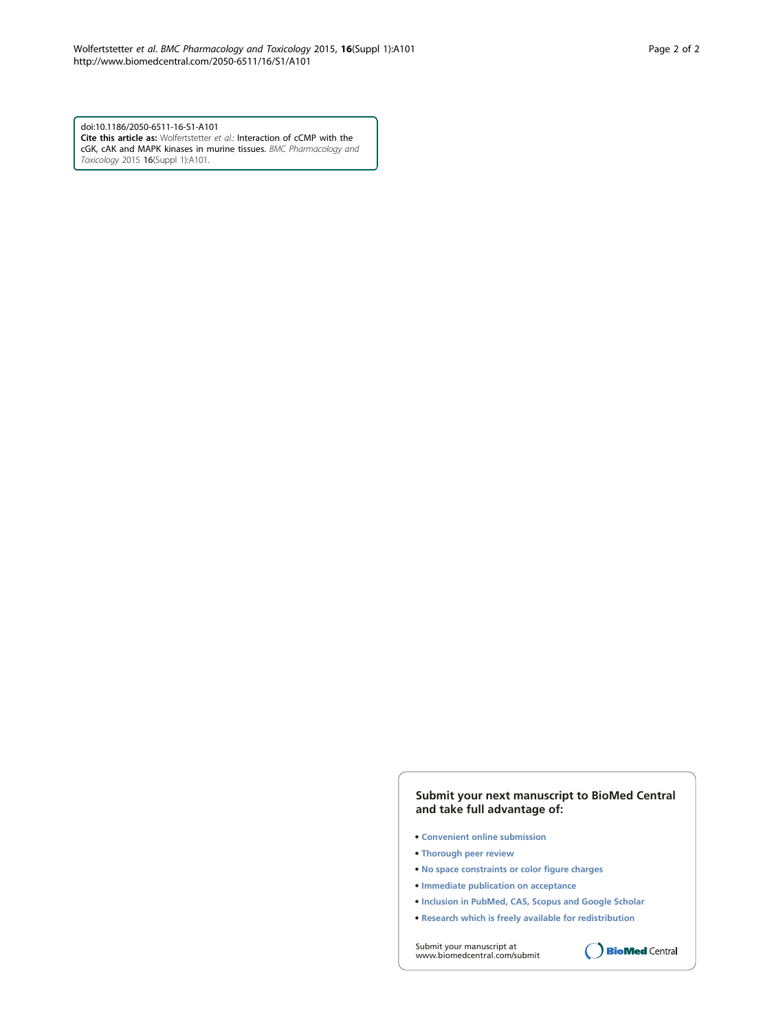doi:10.1186/2050-6511-16-S1-A101

**Cite this article as:** Wolfertstetter *et al.*: Interaction of cCMP with the cGK, cAK and MAPK kinases in murine tissues. *BMC Pharmacology and Toxicology* 2015 **16**(Suppl 1):A101.

**Submit your next manuscript to BioMed Central and take full advantage of:**

- **Convenient online submission**
- **Thorough peer review**
- **No space constraints or color figure charges**
- **Immediate publication on acceptance**
- **Inclusion in PubMed, CAS, Scopus and Google Scholar**
- **Research which is freely available for redistribution**

Submit your manuscript at www.biomedcentral.com/submit

BioMed Central